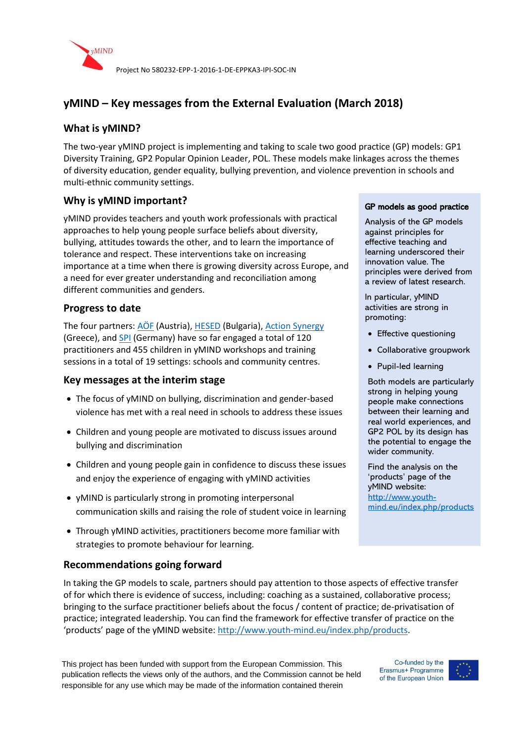Project No 580232-EPP-1-2016-1-DE-EPPKA3-IPI-SOC-IN

# yMIND – Key messages from the External Evaluation (March 2018)

## What is yMIND?

The two-year yMIND project is implementing and taking to scale two good practice (GP) models: GP1 Diversity Training, GP2 Popular Opinion Leader, POL. These models make linkages across the themes of diversity education, gender equality, bullying prevention, and violence prevention in schools and multi-ethnic community settings.

## Why is yMIND important?

yMIND provides teachers and youth work professionals with practical approaches to help young people surface beliefs about diversity, bullying, attitudes towards the other, and to learn the importance of tolerance and respect. These interventions take on increasing importance at a time when there is growing diversity across Europe, and a need for ever greater understanding and reconciliation among different communities and genders.

## Progress to date

The four partners: ÄÖF (Austria), HESED (Bulgaria), Action Synergy (Greece), and SPI (Germany) have so far engaged a total of 120 practitioners and 455 children in yMIND workshops and training sessions in a total of 19 settings: schools and community centres.

## Key messages at the interim stage

- The focus of yMIND on bullying, discrimination and gender-based violence has met with a real need in schools to address these issues
- Children and young people are motivated to discuss issues around bullying and discrimination
- Children and young people gain in confidence to discuss these issues and enjoy the experience of engaging with yMIND activities
- yMIND is particularly strong in promoting interpersonal communication skills and raising the role of student voice in learning
- Through yMIND activities, practitioners become more familiar with strategies to promote behaviour for learning.

### GP models as good practice

Analysis of the GP models against principles for effective teaching and learning underscored their innovation value. The principles were derived from a review of latest research.

In particular, yMIND activities are strong in promoting:

- Effective questioning
- Collaborative groupwork
- Pupil-led learning

Both models are particularly strong in helping young people make connections between their learning and real world experiences, and GP2 POL by its design has the potential to engage the wider community.

Find the analysis on the 'products' page of the yMIND website: http://www.youth-mind.eu/index.php/products

## Recommendations going forward

In taking the GP models to scale, partners should pay attention to those aspects of effective transfer of for which there is evidence of success, including: coaching as a sustained, collaborative process; bringing to the surface practitioner beliefs about the focus / content of practice; de-privatisation of practice; integrated leadership. You can find the framework for effective transfer of practice on the 'products' page of the yMIND website: http://www.youth-mind.eu/index.php/products.

This project has been funded with support from the European Commission. This publication reflects the views only of the authors, and the Commission cannot be held responsible for any use which may be made of the information contained therein

Co-funded by the Erasmus+ Programme of the European Union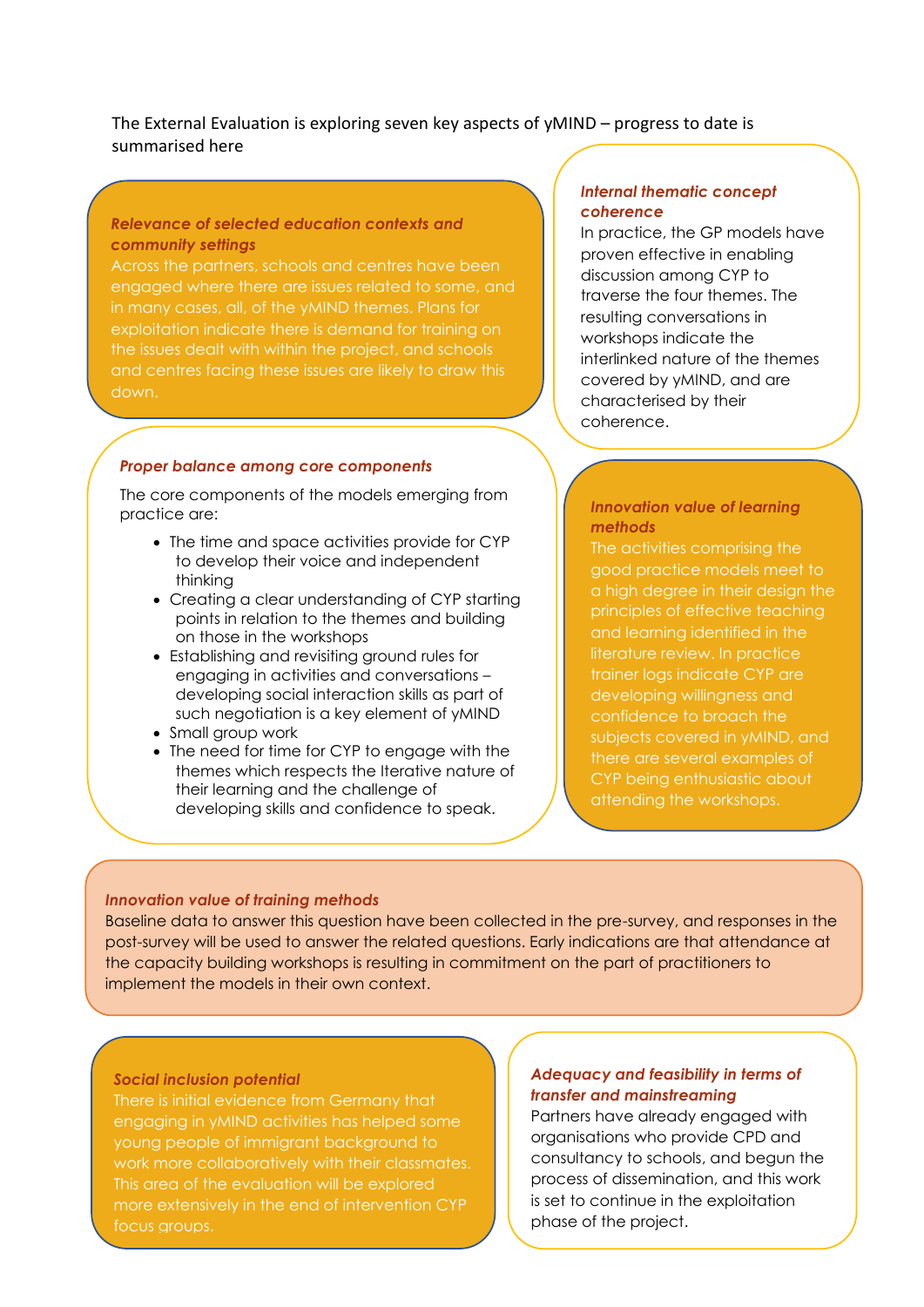The External Evaluation is exploring seven key aspects of yMIND – progress to date is summarised here

***Relevance of selected education contexts and community settings***

Across the partners, schools and centres have been engaged where there are issues related to some, and in many cases, all, of the yMIND themes. Plans for exploitation indicate there is demand for training on the issues dealt with within the project, and schools and centres facing these issues are likely to draw this down.

***Internal thematic concept coherence***

In practice, the GP models have proven effective in enabling discussion among CYP to traverse the four themes. The resulting conversations in workshops indicate the interlinked nature of the themes covered by yMIND, and are characterised by their coherence.

***Proper balance among core components***

The core components of the models emerging from practice are:

- The time and space activities provide for CYP to develop their voice and independent thinking
- Creating a clear understanding of CYP starting points in relation to the themes and building on those in the workshops
- Establishing and revisiting ground rules for engaging in activities and conversations – developing social interaction skills as part of such negotiation is a key element of yMIND
- Small group work
- The need for time for CYP to engage with the themes which respects the Iterative nature of their learning and the challenge of developing skills and confidence to speak.

***Innovation value of learning methods***

The activities comprising the good practice models meet to a high degree in their design the principles of effective teaching and learning identified in the literature review. In practice trainer logs indicate CYP are developing willingness and confidence to broach the subjects covered in yMIND, and there are several examples of CYP being enthusiastic about attending the workshops.

***Innovation value of training methods***

Baseline data to answer this question have been collected in the pre-survey, and responses in the post-survey will be used to answer the related questions. Early indications are that attendance at the capacity building workshops is resulting in commitment on the part of practitioners to implement the models in their own context.

***Social inclusion potential***

There is initial evidence from Germany that engaging in yMIND activities has helped some young people of immigrant background to work more collaboratively with their classmates. This area of the evaluation will be explored more extensively in the end of intervention CYP focus groups.

***Adequacy and feasibility in terms of transfer and mainstreaming***

Partners have already engaged with organisations who provide CPD and consultancy to schools, and begun the process of dissemination, and this work is set to continue in the exploitation phase of the project.